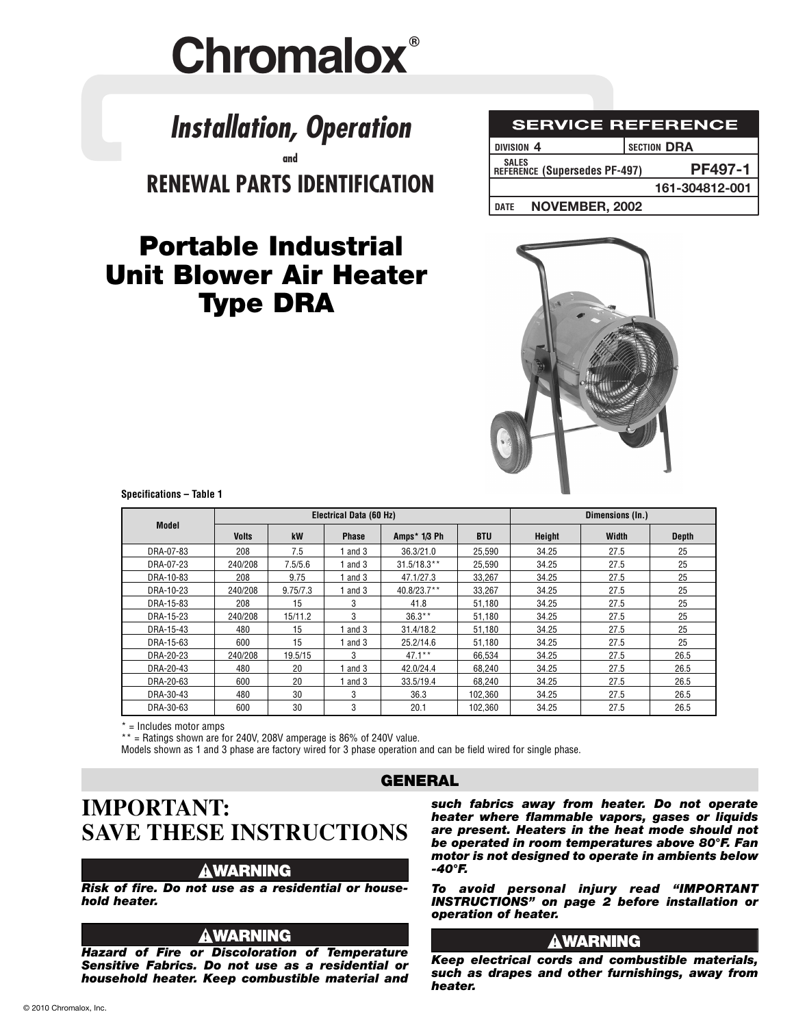# Chromalox®

## Installation, Operation

and

## RENEWAL PARTS IDENTIFICATION

| SERVICE REFERENCE | |
|---|---|
| DIVISION 4 | SECTION DRA |
| SALES REFERENCE (Supersedes PF-497) | PF497-1 |
| | 161-304812-001 |
| DATE NOVEMBER, 2002 | |

# Portable Industrial Unit Blower Air Heater Type DRA

**Specifications – Table 1**

| Model | Electrical Data (60 Hz) | | | | | Dimensions (In.) | | |
|---|---|---|---|---|---|---|---|---|
| | Volts | kW | Phase | Amps* 1/3 Ph | BTU | Height | Width | Depth |
| DRA-07-83 | 208 | 7.5 | 1 and 3 | 36.3/21.0 | 25,590 | 34.25 | 27.5 | 25 |
| DRA-07-23 | 240/208 | 7.5/5.6 | 1 and 3 | 31.5/18.3** | 25,590 | 34.25 | 27.5 | 25 |
| DRA-10-83 | 208 | 9.75 | 1 and 3 | 47.1/27.3 | 33,267 | 34.25 | 27.5 | 25 |
| DRA-10-23 | 240/208 | 9.75/7.3 | 1 and 3 | 40.8/23.7** | 33,267 | 34.25 | 27.5 | 25 |
| DRA-15-83 | 208 | 15 | 3 | 41.8 | 51,180 | 34.25 | 27.5 | 25 |
| DRA-15-23 | 240/208 | 15/11.2 | 3 | 36.3** | 51,180 | 34.25 | 27.5 | 25 |
| DRA-15-43 | 480 | 15 | 1 and 3 | 31.4/18.2 | 51,180 | 34.25 | 27.5 | 25 |
| DRA-15-63 | 600 | 15 | 1 and 3 | 25.2/14.6 | 51,180 | 34.25 | 27.5 | 25 |
| DRA-20-23 | 240/208 | 19.5/15 | 3 | 47.1** | 66,534 | 34.25 | 27.5 | 26.5 |
| DRA-20-43 | 480 | 20 | 1 and 3 | 42.0/24.4 | 68,240 | 34.25 | 27.5 | 26.5 |
| DRA-20-63 | 600 | 20 | 1 and 3 | 33.5/19.4 | 68,240 | 34.25 | 27.5 | 26.5 |
| DRA-30-43 | 480 | 30 | 3 | 36.3 | 102,360 | 34.25 | 27.5 | 26.5 |
| DRA-30-63 | 600 | 30 | 3 | 20.1 | 102,360 | 34.25 | 27.5 | 26.5 |

\* = Includes motor amps

\*\* = Ratings shown are for 240V, 208V amperage is 86% of 240V value.

Models shown as 1 and 3 phase are factory wired for 3 phase operation and can be field wired for single phase.

## GENERAL

# IMPORTANT: SAVE THESE INSTRUCTIONS

### ⚠WARNING

***Risk of fire. Do not use as a residential or household heater.***

### ⚠WARNING

***Hazard of Fire or Discoloration of Temperature Sensitive Fabrics. Do not use as a residential or household heater. Keep combustible material and such fabrics away from heater. Do not operate heater where flammable vapors, gases or liquids are present. Heaters in the heat mode should not be operated in room temperatures above 80°F. Fan motor is not designed to operate in ambients below -40°F.***

***To avoid personal injury read "IMPORTANT INSTRUCTIONS" on page 2 before installation or operation of heater.***

### ⚠WARNING

***Keep electrical cords and combustible materials, such as drapes and other furnishings, away from heater.***

© 2010 Chromalox, Inc.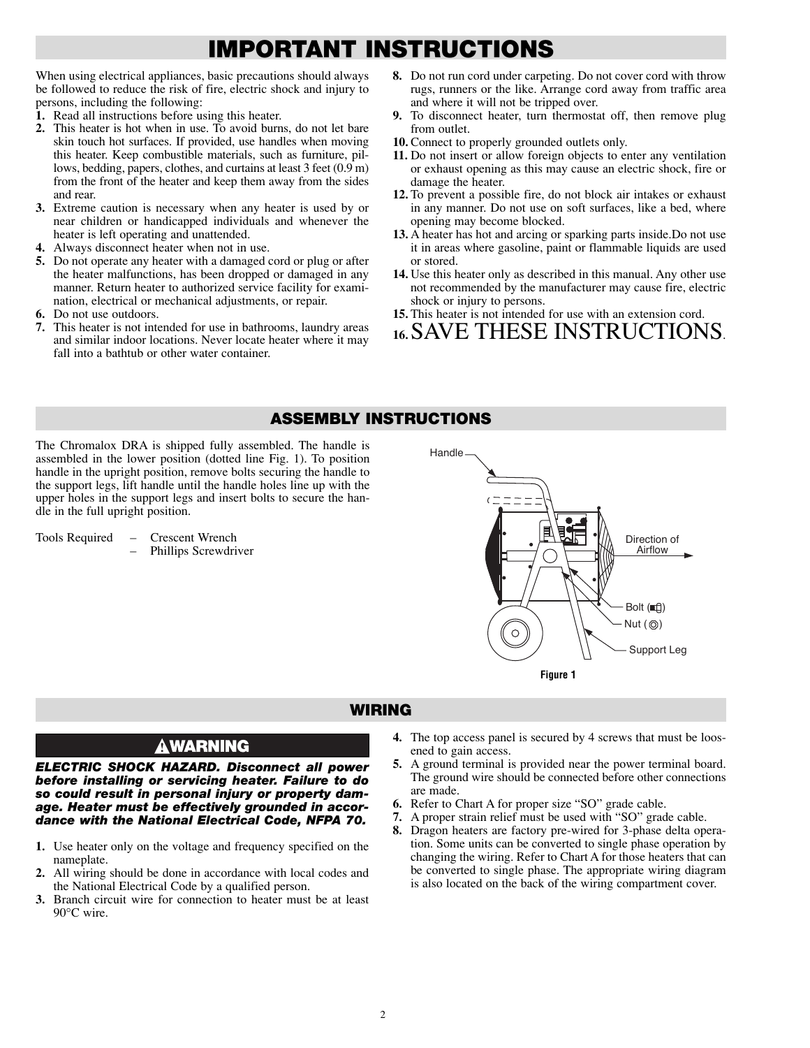# IMPORTANT INSTRUCTIONS

When using electrical appliances, basic precautions should always be followed to reduce the risk of fire, electric shock and injury to persons, including the following:

1. Read all instructions before using this heater.
2. This heater is hot when in use. To avoid burns, do not let bare skin touch hot surfaces. If provided, use handles when moving this heater. Keep combustible materials, such as furniture, pillows, bedding, papers, clothes, and curtains at least 3 feet (0.9 m) from the front of the heater and keep them away from the sides and rear.
3. Extreme caution is necessary when any heater is used by or near children or handicapped individuals and whenever the heater is left operating and unattended.
4. Always disconnect heater when not in use.
5. Do not operate any heater with a damaged cord or plug or after the heater malfunctions, has been dropped or damaged in any manner. Return heater to authorized service facility for examination, electrical or mechanical adjustments, or repair.
6. Do not use outdoors.
7. This heater is not intended for use in bathrooms, laundry areas and similar indoor locations. Never locate heater where it may fall into a bathtub or other water container.
8. Do not run cord under carpeting. Do not cover cord with throw rugs, runners or the like. Arrange cord away from traffic area and where it will not be tripped over.
9. To disconnect heater, turn thermostat off, then remove plug from outlet.
10. Connect to properly grounded outlets only.
11. Do not insert or allow foreign objects to enter any ventilation or exhaust opening as this may cause an electric shock, fire or damage the heater.
12. To prevent a possible fire, do not block air intakes or exhaust in any manner. Do not use on soft surfaces, like a bed, where opening may become blocked.
13. A heater has hot and arcing or sparking parts inside.Do not use it in areas where gasoline, paint or flammable liquids are used or stored.
14. Use this heater only as described in this manual. Any other use not recommended by the manufacturer may cause fire, electric shock or injury to persons.
15. This heater is not intended for use with an extension cord.
16. SAVE THESE INSTRUCTIONS.

## ASSEMBLY INSTRUCTIONS

The Chromalox DRA is shipped fully assembled. The handle is assembled in the lower position (dotted line Fig. 1). To position handle in the upright position, remove bolts securing the handle to the support legs, lift handle until the handle holes line up with the upper holes in the support legs and insert bolts to secure the handle in the full upright position.

Tools Required – Crescent Wrench
– Phillips Screwdriver

Handle

Direction of Airflow

Bolt

Nut

Support Leg

**Figure 1**

## WIRING

### ⚠WARNING

***ELECTRIC SHOCK HAZARD. Disconnect all power before installing or servicing heater. Failure to do so could result in personal injury or property damage. Heater must be effectively grounded in accordance with the National Electrical Code, NFPA 70.***

1. Use heater only on the voltage and frequency specified on the nameplate.
2. All wiring should be done in accordance with local codes and the National Electrical Code by a qualified person.
3. Branch circuit wire for connection to heater must be at least 90°C wire.
4. The top access panel is secured by 4 screws that must be loosened to gain access.
5. A ground terminal is provided near the power terminal board. The ground wire should be connected before other connections are made.
6. Refer to Chart A for proper size "SO" grade cable.
7. A proper strain relief must be used with "SO" grade cable.
8. Dragon heaters are factory pre-wired for 3-phase delta operation. Some units can be converted to single phase operation by changing the wiring. Refer to Chart A for those heaters that can be converted to single phase. The appropriate wiring diagram is also located on the back of the wiring compartment cover.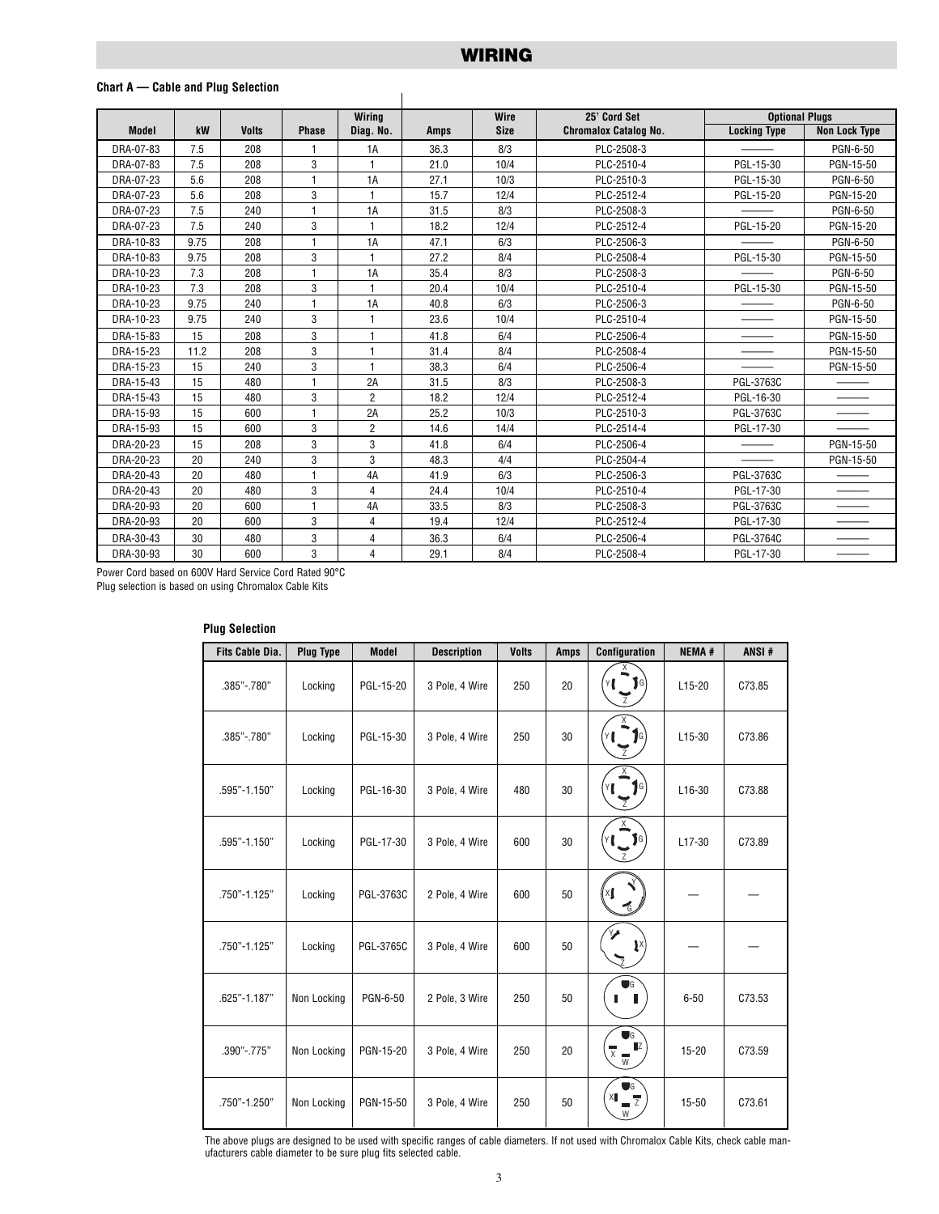# WIRING

**Chart A — Cable and Plug Selection**

| Model | kW | Volts | Phase | Wiring Diag. No. | Amps | Wire Size | 25' Cord Set Chromalox Catalog No. | Optional Plugs | |
|---|---|---|---|---|---|---|---|---|---|
| | | | | | | | | Locking Type | Non Lock Type |
| DRA-07-83 | 7.5 | 208 | 1 | 1A | 36.3 | 8/3 | PLC-2508-3 | ——— | PGN-6-50 |
| DRA-07-83 | 7.5 | 208 | 3 | 1 | 21.0 | 10/4 | PLC-2510-4 | PGL-15-30 | PGN-15-50 |
| DRA-07-23 | 5.6 | 208 | 1 | 1A | 27.1 | 10/3 | PLC-2510-3 | PGL-15-30 | PGN-6-50 |
| DRA-07-23 | 5.6 | 208 | 3 | 1 | 15.7 | 12/4 | PLC-2512-4 | PGL-15-20 | PGN-15-20 |
| DRA-07-23 | 7.5 | 240 | 1 | 1A | 31.5 | 8/3 | PLC-2508-3 | ——— | PGN-6-50 |
| DRA-07-23 | 7.5 | 240 | 3 | 1 | 18.2 | 12/4 | PLC-2512-4 | PGL-15-20 | PGN-15-20 |
| DRA-10-83 | 9.75 | 208 | 1 | 1A | 47.1 | 6/3 | PLC-2506-3 | ——— | PGN-6-50 |
| DRA-10-83 | 9.75 | 208 | 3 | 1 | 27.2 | 8/4 | PLC-2508-4 | PGL-15-30 | PGN-15-50 |
| DRA-10-23 | 7.3 | 208 | 1 | 1A | 35.4 | 8/3 | PLC-2508-3 | ——— | PGN-6-50 |
| DRA-10-23 | 7.3 | 208 | 3 | 1 | 20.4 | 10/4 | PLC-2510-4 | PGL-15-30 | PGN-15-50 |
| DRA-10-23 | 9.75 | 240 | 1 | 1A | 40.8 | 6/3 | PLC-2506-3 | ——— | PGN-6-50 |
| DRA-10-23 | 9.75 | 240 | 3 | 1 | 23.6 | 10/4 | PLC-2510-4 | ——— | PGN-15-50 |
| DRA-15-83 | 15 | 208 | 3 | 1 | 41.8 | 6/4 | PLC-2506-4 | ——— | PGN-15-50 |
| DRA-15-23 | 11.2 | 208 | 3 | 1 | 31.4 | 8/4 | PLC-2508-4 | ——— | PGN-15-50 |
| DRA-15-23 | 15 | 240 | 3 | 1 | 38.3 | 6/4 | PLC-2506-4 | ——— | PGN-15-50 |
| DRA-15-43 | 15 | 480 | 1 | 2A | 31.5 | 8/3 | PLC-2508-3 | PGL-3763C | ——— |
| DRA-15-43 | 15 | 480 | 3 | 2 | 18.2 | 12/4 | PLC-2512-4 | PGL-16-30 | ——— |
| DRA-15-93 | 15 | 600 | 1 | 2A | 25.2 | 10/3 | PLC-2510-3 | PGL-3763C | ——— |
| DRA-15-93 | 15 | 600 | 3 | 2 | 14.6 | 14/4 | PLC-2514-4 | PGL-17-30 | ——— |
| DRA-20-23 | 15 | 208 | 3 | 3 | 41.8 | 6/4 | PLC-2506-4 | ——— | PGN-15-50 |
| DRA-20-23 | 20 | 240 | 3 | 3 | 48.3 | 4/4 | PLC-2504-4 | ——— | PGN-15-50 |
| DRA-20-43 | 20 | 480 | 1 | 4A | 41.9 | 6/3 | PLC-2506-3 | PGL-3763C | ——— |
| DRA-20-43 | 20 | 480 | 3 | 4 | 24.4 | 10/4 | PLC-2510-4 | PGL-17-30 | ——— |
| DRA-20-93 | 20 | 600 | 1 | 4A | 33.5 | 8/3 | PLC-2508-3 | PGL-3763C | ——— |
| DRA-20-93 | 20 | 600 | 3 | 4 | 19.4 | 12/4 | PLC-2512-4 | PGL-17-30 | ——— |
| DRA-30-43 | 30 | 480 | 3 | 4 | 36.3 | 6/4 | PLC-2506-4 | PGL-3764C | ——— |
| DRA-30-93 | 30 | 600 | 3 | 4 | 29.1 | 8/4 | PLC-2508-4 | PGL-17-30 | ——— |

Power Cord based on 600V Hard Service Cord Rated 90°C
Plug selection is based on using Chromalox Cable Kits

**Plug Selection**

| Fits Cable Dia. | Plug Type | Model | Description | Volts | Amps | Configuration | NEMA # | ANSI # |
|---|---|---|---|---|---|---|---|---|
| .385"-.780" | Locking | PGL-15-20 | 3 Pole, 4 Wire | 250 | 20 | X Y G Z | L15-20 | C73.85 |
| .385"-.780" | Locking | PGL-15-30 | 3 Pole, 4 Wire | 250 | 30 | X Y G Z | L15-30 | C73.86 |
| .595"-1.150" | Locking | PGL-16-30 | 3 Pole, 4 Wire | 480 | 30 | X Y G Z | L16-30 | C73.88 |
| .595"-1.150" | Locking | PGL-17-30 | 3 Pole, 4 Wire | 600 | 30 | X Y G Z | L17-30 | C73.89 |
| .750"-1.125" | Locking | PGL-3763C | 2 Pole, 4 Wire | 600 | 50 | X Y G | — | — |
| .750"-1.125" | Locking | PGL-3765C | 3 Pole, 4 Wire | 600 | 50 | Y X Z | — | — |
| .625"-1.187" | Non Locking | PGN-6-50 | 2 Pole, 3 Wire | 250 | 50 | G | 6-50 | C73.53 |
| .390"-.775" | Non Locking | PGN-15-20 | 3 Pole, 4 Wire | 250 | 20 | G X Z W | 15-20 | C73.59 |
| .750"-1.250" | Non Locking | PGN-15-50 | 3 Pole, 4 Wire | 250 | 50 | G X Z W | 15-50 | C73.61 |

The above plugs are designed to be used with specific ranges of cable diameters. If not used with Chromalox Cable Kits, check cable manufacturers cable diameter to be sure plug fits selected cable.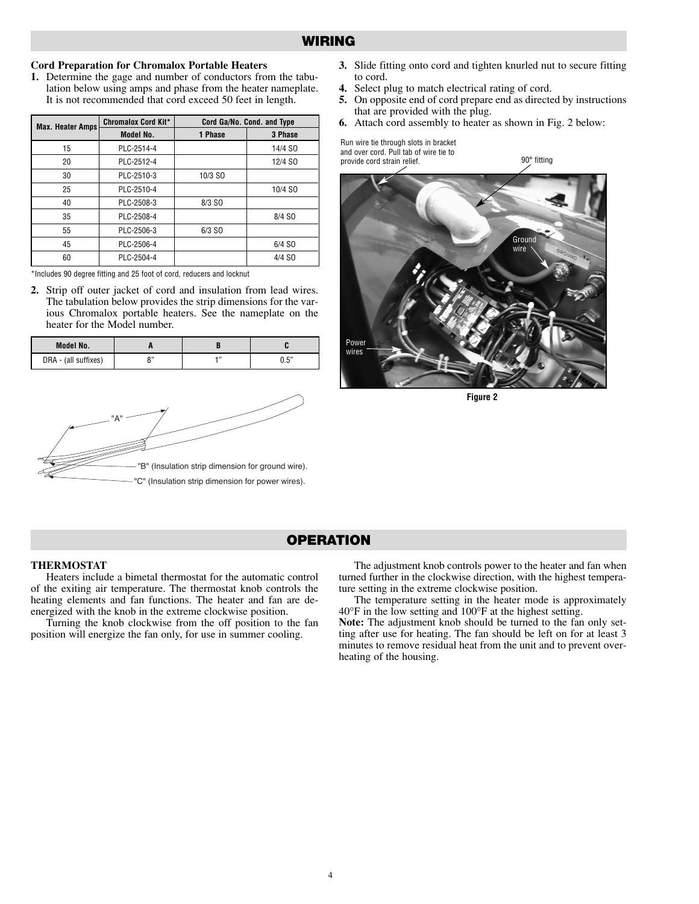## WIRING

**Cord Preparation for Chromalox Portable Heaters**

1. Determine the gage and number of conductors from the tabulation below using amps and phase from the heater nameplate. It is not recommended that cord exceed 50 feet in length.

| Max. Heater Amps | Chromalox Cord Kit* | Cord Ga/No. Cond. and Type | |
|---|---|---|---|
| | Model No. | 1 Phase | 3 Phase |
| 15 | PLC-2514-4 | | 14/4 SO |
| 20 | PLC-2512-4 | | 12/4 SO |
| 30 | PLC-2510-3 | 10/3 SO | |
| 25 | PLC-2510-4 | | 10/4 SO |
| 40 | PLC-2508-3 | 8/3 SO | |
| 35 | PLC-2508-4 | | 8/4 SO |
| 55 | PLC-2506-3 | 6/3 SO | |
| 45 | PLC-2506-4 | | 6/4 SO |
| 60 | PLC-2504-4 | | 4/4 SO |

*Includes 90 degree fitting and 25 foot of cord, reducers and locknut

2. Strip off outer jacket of cord and insulation from lead wires. The tabulation below provides the strip dimensions for the various Chromalox portable heaters. See the nameplate on the heater for the Model number.

| Model No. | A | B | C |
|---|---|---|---|
| DRA - (all suffixes) | 8" | 1" | 0.5" |

"A"

"B" (Insulation strip dimension for ground wire).

"C" (Insulation strip dimension for power wires).

3. Slide fitting onto cord and tighten knurled nut to secure fitting to cord.
4. Select plug to match electrical rating of cord.
5. On opposite end of cord prepare end as directed by instructions that are provided with the plug.
6. Attach cord assembly to heater as shown in Fig. 2 below:

Run wire tie through slots in bracket and over cord. Pull tab of wire tie to provide cord strain relief.

90° fitting

Ground wire

Power wires

Figure 2

## OPERATION

**THERMOSTAT**

Heaters include a bimetal thermostat for the automatic control of the exiting air temperature. The thermostat knob controls the heating elements and fan functions. The heater and fan are de-energized with the knob in the extreme clockwise position.

Turning the knob clockwise from the off position to the fan position will energize the fan only, for use in summer cooling.

The adjustment knob controls power to the heater and fan when turned further in the clockwise direction, with the highest temperature setting in the extreme clockwise position.

The temperature setting in the heater mode is approximately 40°F in the low setting and 100°F at the highest setting.

**Note:** The adjustment knob should be turned to the fan only setting after use for heating. The fan should be left on for at least 3 minutes to remove residual heat from the unit and to prevent overheating of the housing.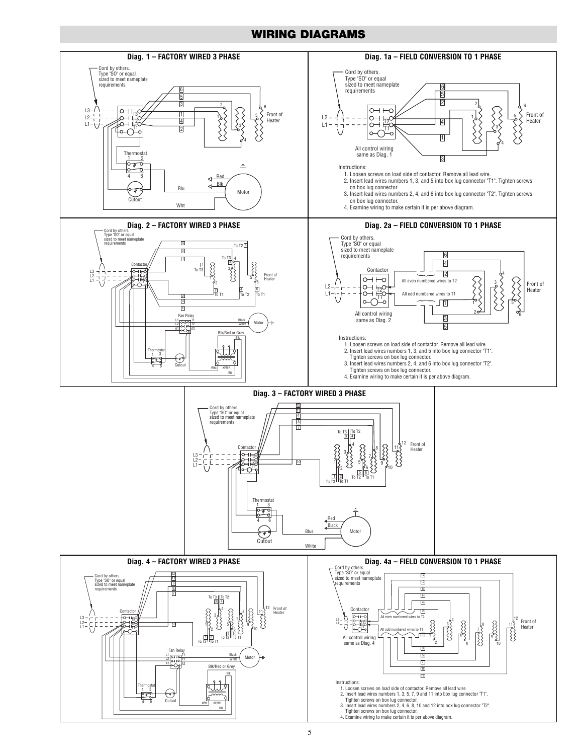# WIRING DIAGRAMS

## Diag. 1 – FACTORY WIRED 3 PHASE

Cord by others. Type "SO" or equal sized to meet nameplate requirements

L3, L2, L1, T3, T2, T1, 6, 5, 3, 1, 4, 2, Front of Heater, Thermostat 1 3 4 6, Cutout, Red, Blk, Blu, Wht, Motor

## Diag. 1a – FIELD CONVERSION TO 1 PHASE

Cord by others. Type "SO" or equal sized to meet nameplate requirements

L2, L1, T2, T1, 6, 5, 2, 4, 1, 3, Front of Heater

All control wiring same as Diag. 1

Instructions:

1. Loosen screws on load side of contactor. Remove all lead wire.
2. Insert lead wires numbers 1, 3, and 5 into box lug connector "T1". Tighten screws on box lug connector.
3. Insert lead wires numbers 2, 4, and 6 into box lug connector "T2". Tighten screws on box lug connector.
4. Examine wiring to make certain it is per above diagram.

## Diag. 2 – FACTORY WIRED 3 PHASE

Cord by others. Type "SO" or equal sized to meet nameplate requirements

L3, L2, L1, Contactor, To T2, To T3, To T1, Front of Heater, Fan Relay, L1, L2, A1, T1, T2, A2, Black, White, Motor, Blk/Red or Grey, Blk, Thermostat 1 3 4 6, Cutout, Wht, XFMR, Blk

## Diag. 2a – FIELD CONVERSION TO 1 PHASE

Cord by others. Type "SO" or equal sized to meet nameplate requirements

L2, L1, Contactor, T2, T1, All even numbered wires to T2, All odd numbered wires to T1, 6, 4, 2, 1, 3, 5, Front of Heater

All control wiring same as Diag. 2

Instructions:

1. Loosen screws on load side of contactor. Remove all lead wire.
2. Insert lead wires numbers 1, 3, and 5 into box lug connector "T1". Tighten screws on box lug connector.
3. Insert lead wires numbers 2, 4, and 6 into box lug connector "T2". Tighten screws on box lug connector.
4. Examine wiring to make certain it is per above diagram.

## Diag. 3 – FACTORY WIRED 3 PHASE

Cord by others. Type "SO" or equal sized to meet nameplate requirements

L3, L2, L1, Contactor, 12, 11, 9, 8, 7, 10, To T3, To T2, To T1, Front of Heater, Thermostat 1 3 4 6, Cutout, Red, Black, Blue, White, Motor

## Diag. 4 – FACTORY WIRED 3 PHASE

Cord by others. Type "SO" or equal sized to meet nameplate requirements

L3, L2, L1, Contactor, 12, 11, 9, 8, 7, 10, To T3, To T2, To T1, Front of Heater, Fan Relay, L1, L2, A1, T1, T2, A2, Black, White, Motor, Blk/Red or Grey, Blk, Thermostat 1 3 4 6, Cutout, Wht, XFMR, Blk

## Diag. 4a – FIELD CONVERSION TO 1 PHASE

Cord by others. Type "SO" or equal sized to meet nameplate requirements

L2, L1, Contactor, All even numbered wires to T2, All odd numbered wires to T1, 12, 10, 8, 6, 4, 2, 1, 3, 5, 7, 9, 11, Front of Heater

All control wiring same as Diag. 4

Instructions:

1. Loosen screws on load side of contactor. Remove all lead wire.
2. Insert lead wires numbers 1, 3, 5, 7, 9 and 11 into box lug connector "T1". Tighten screws on box lug connector.
3. Insert lead wires numbers 2, 4, 6, 8, 10 and 12 into box lug connector "T2". Tighten screws on box lug connector.
4. Examine wiring to make certain it is per above diagram.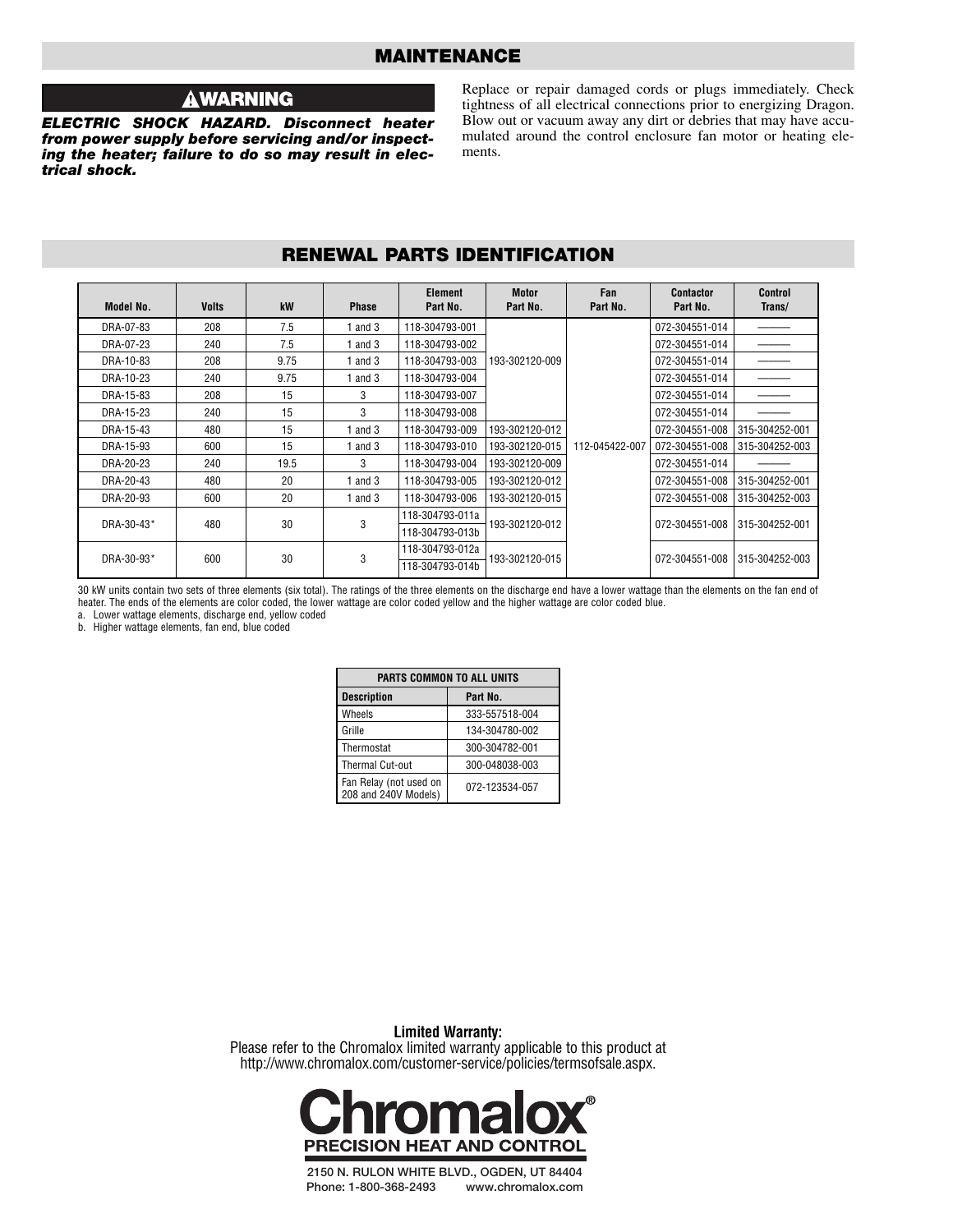## MAINTENANCE

### ⚠WARNING

***ELECTRIC SHOCK HAZARD. Disconnect heater from power supply before servicing and/or inspecting the heater; failure to do so may result in electrical shock.***

Replace or repair damaged cords or plugs immediately. Check tightness of all electrical connections prior to energizing Dragon. Blow out or vacuum away any dirt or debries that may have accumulated around the control enclosure fan motor or heating elements.

## RENEWAL PARTS IDENTIFICATION

| Model No. | Volts | kW | Phase | Element Part No. | Motor Part No. | Fan Part No. | Contactor Part No. | Control Trans/ |
|---|---|---|---|---|---|---|---|---|
| DRA-07-83 | 208 | 7.5 | 1 and 3 | 118-304793-001 | 193-302120-009 | 112-045422-007 | 072-304551-014 | ——— |
| DRA-07-23 | 240 | 7.5 | 1 and 3 | 118-304793-002 | 193-302120-009 | 112-045422-007 | 072-304551-014 | ——— |
| DRA-10-83 | 208 | 9.75 | 1 and 3 | 118-304793-003 | 193-302120-009 | 112-045422-007 | 072-304551-014 | ——— |
| DRA-10-23 | 240 | 9.75 | 1 and 3 | 118-304793-004 | 193-302120-009 | 112-045422-007 | 072-304551-014 | ——— |
| DRA-15-83 | 208 | 15 | 3 | 118-304793-007 | 193-302120-009 | 112-045422-007 | 072-304551-014 | ——— |
| DRA-15-23 | 240 | 15 | 3 | 118-304793-008 | 193-302120-009 | 112-045422-007 | 072-304551-014 | ——— |
| DRA-15-43 | 480 | 15 | 1 and 3 | 118-304793-009 | 193-302120-012 | 112-045422-007 | 072-304551-008 | 315-304252-001 |
| DRA-15-93 | 600 | 15 | 1 and 3 | 118-304793-010 | 193-302120-015 | 112-045422-007 | 072-304551-008 | 315-304252-003 |
| DRA-20-23 | 240 | 19.5 | 3 | 118-304793-004 | 193-302120-009 | 112-045422-007 | 072-304551-014 | ——— |
| DRA-20-43 | 480 | 20 | 1 and 3 | 118-304793-005 | 193-302120-012 | 112-045422-007 | 072-304551-008 | 315-304252-001 |
| DRA-20-93 | 600 | 20 | 1 and 3 | 118-304793-006 | 193-302120-015 | 112-045422-007 | 072-304551-008 | 315-304252-003 |
| DRA-30-43* | 480 | 30 | 3 | 118-304793-011a<br>118-304793-013b | 193-302120-012 | 112-045422-007 | 072-304551-008 | 315-304252-001 |
| DRA-30-93* | 600 | 30 | 3 | 118-304793-012a<br>118-304793-014b | 193-302120-015 | 112-045422-007 | 072-304551-008 | 315-304252-003 |

30 kW units contain two sets of three elements (six total). The ratings of the three elements on the discharge end have a lower wattage than the elements on the fan end of heater. The ends of the elements are color coded, the lower wattage are color coded yellow and the higher wattage are color coded blue.

a. Lower wattage elements, discharge end, yellow coded

b. Higher wattage elements, fan end, blue coded

| PARTS COMMON TO ALL UNITS | |
|---|---|
| **Description** | **Part No.** |
| Wheels | 333-557518-004 |
| Grille | 134-304780-002 |
| Thermostat | 300-304782-001 |
| Thermal Cut-out | 300-048038-003 |
| Fan Relay (not used on 208 and 240V Models) | 072-123534-057 |

**Limited Warranty:**
Please refer to the Chromalox limited warranty applicable to this product at http://www.chromalox.com/customer-service/policies/termsofsale.aspx.

**Chromalox®**
**PRECISION HEAT AND CONTROL**

2150 N. RULON WHITE BLVD., OGDEN, UT 84404
Phone: 1-800-368-2493 www.chromalox.com